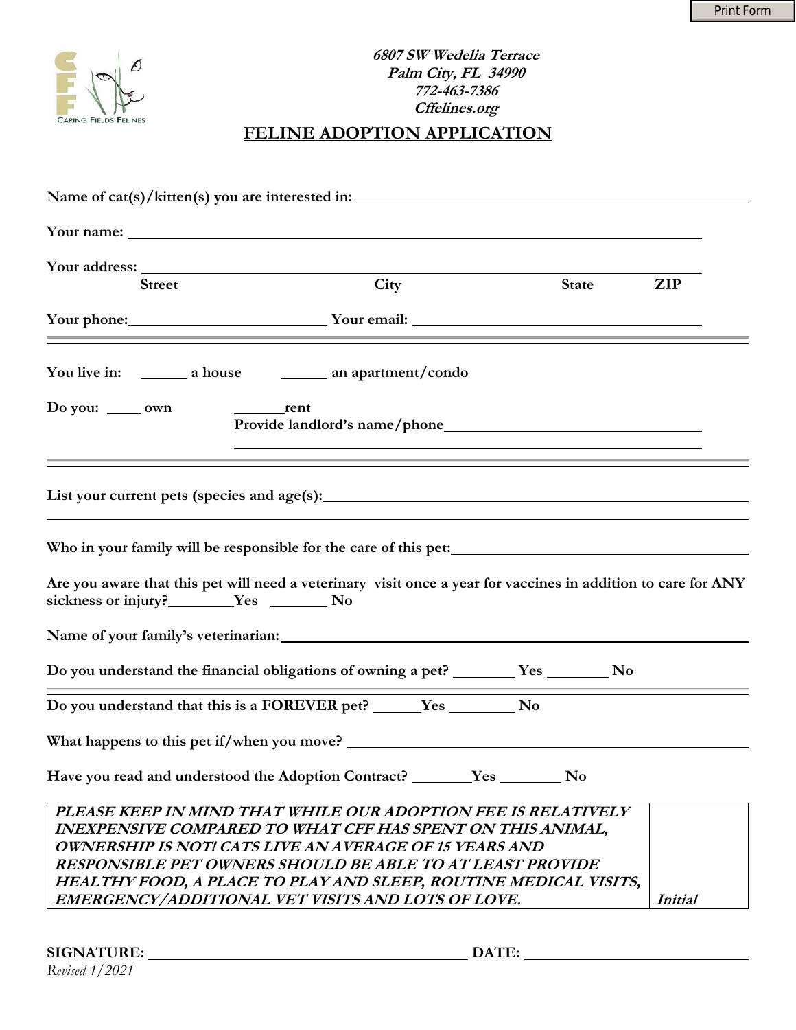Print Form

CARING FIELDS FELINES

***6807 SW Wedelia Terrace***
***Palm City, FL 34990***
***772-463-7386***
***Cffelines.org***

# FELINE ADOPTION APPLICATION

**Name of cat(s)/kitten(s) you are interested in:** ______________________________

**Your name:** ______________________________

**Your address:** ______________________________
**Street City State ZIP**

**Your phone:** ______________ **Your email:** ______________

---

**You live in:** ______ **a house** ______ **an apartment/condo**

**Do you:** ____ **own** ______ **rent**
**Provide landlord's name/phone** ______________________________

---

**List your current pets (species and age(s):** ______________________________

**Who in your family will be responsible for the care of this pet:** ______________

**Are you aware that this pet will need a veterinary visit once a year for vaccines in addition to care for ANY sickness or injury?** ________ **Yes** ________ **No**

**Name of your family's veterinarian:** ______________________________

**Do you understand the financial obligations of owning a pet?** ________ **Yes** ________ **No**

---

**Do you understand that this is a FOREVER pet?** ______ **Yes** ________ **No**

**What happens to this pet if/when you move?** ______________________________

**Have you read and understood the Adoption Contract?** ________ **Yes** ________ **No**

| ***PLEASE KEEP IN MIND THAT WHILE OUR ADOPTION FEE IS RELATIVELY INEXPENSIVE COMPARED TO WHAT CFF HAS SPENT ON THIS ANIMAL, OWNERSHIP IS NOT! CATS LIVE AN AVERAGE OF 15 YEARS AND RESPONSIBLE PET OWNERS SHOULD BE ABLE TO AT LEAST PROVIDE HEALTHY FOOD, A PLACE TO PLAY AND SLEEP, ROUTINE MEDICAL VISITS, EMERGENCY/ADDITIONAL VET VISITS AND LOTS OF LOVE.*** | ***Initial*** |
|---|---|

**SIGNATURE:** ______________________________ **DATE:** ______________

*Revised 1/2021*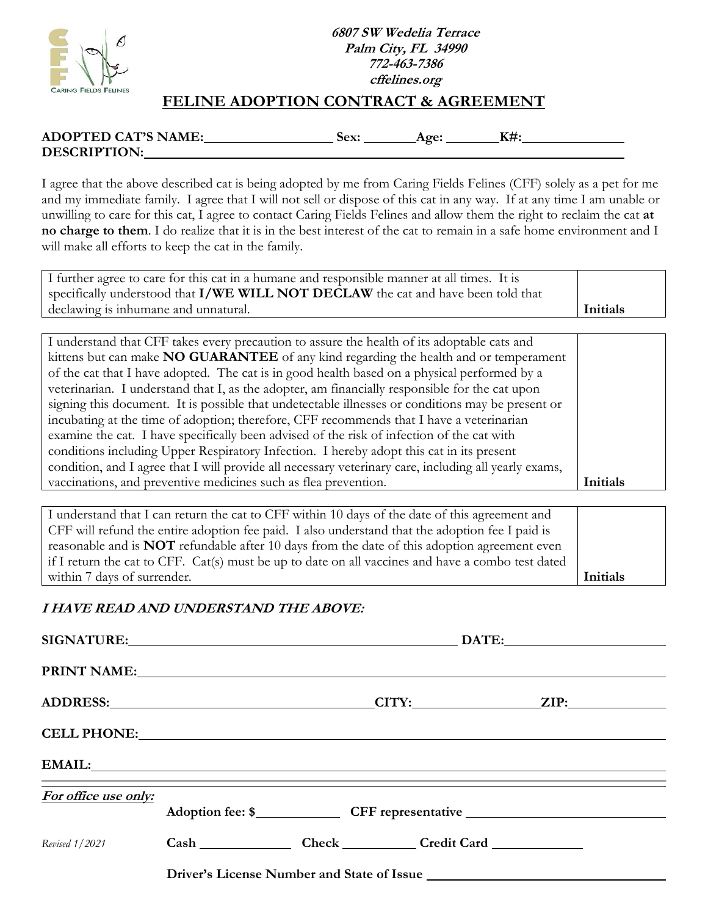6807 SW Wedelia Terrace
Palm City, FL 34990
772-463-7386
cffelines.org

# FELINE ADOPTION CONTRACT & AGREEMENT

**ADOPTED CAT'S NAME:** ____________ **Sex:** ______ **Age:** ______ **K#:** ____________
**DESCRIPTION:** ____________________________________________

I agree that the above described cat is being adopted by me from Caring Fields Felines (CFF) solely as a pet for me and my immediate family. I agree that I will not sell or dispose of this cat in any way. If at any time I am unable or unwilling to care for this cat, I agree to contact Caring Fields Felines and allow them the right to reclaim the cat **at no charge to them**. I do realize that it is in the best interest of the cat to remain in a safe home environment and I will make all efforts to keep the cat in the family.

| | |
|---|---|
| I further agree to care for this cat in a humane and responsible manner at all times. It is specifically understood that **I/WE WILL NOT DECLAW** the cat and have been told that declawing is inhumane and unnatural. | **Initials** |

| | |
|---|---|
| I understand that CFF takes every precaution to assure the health of its adoptable cats and kittens but can make **NO GUARANTEE** of any kind regarding the health and or temperament of the cat that I have adopted. The cat is in good health based on a physical performed by a veterinarian. I understand that I, as the adopter, am financially responsible for the cat upon signing this document. It is possible that undetectable illnesses or conditions may be present or incubating at the time of adoption; therefore, CFF recommends that I have a veterinarian examine the cat. I have specifically been advised of the risk of infection of the cat with conditions including Upper Respiratory Infection. I hereby adopt this cat in its present condition, and I agree that I will provide all necessary veterinary care, including all yearly exams, vaccinations, and preventive medicines such as flea prevention. | **Initials** |

| | |
|---|---|
| I understand that I can return the cat to CFF within 10 days of the date of this agreement and CFF will refund the entire adoption fee paid. I also understand that the adoption fee I paid is reasonable and is **NOT** refundable after 10 days from the date of this adoption agreement even if I return the cat to CFF. Cat(s) must be up to date on all vaccines and have a combo test dated within 7 days of surrender. | **Initials** |

***I HAVE READ AND UNDERSTAND THE ABOVE:***

**SIGNATURE:** ________________________________ **DATE:** ____________

**PRINT NAME:** ____________________________________________

**ADDRESS:** ________________________ **CITY:** ____________ **ZIP:** ________

**CELL PHONE:** ____________________________________________

**EMAIL:** ____________________________________________

***For office use only:***

**Adoption fee: $** ________ **CFF representative** ________________

*Revised 1/2021*

**Cash** ________ **Check** ________ **Credit Card** ________

**Driver's License Number and State of Issue** ________________________